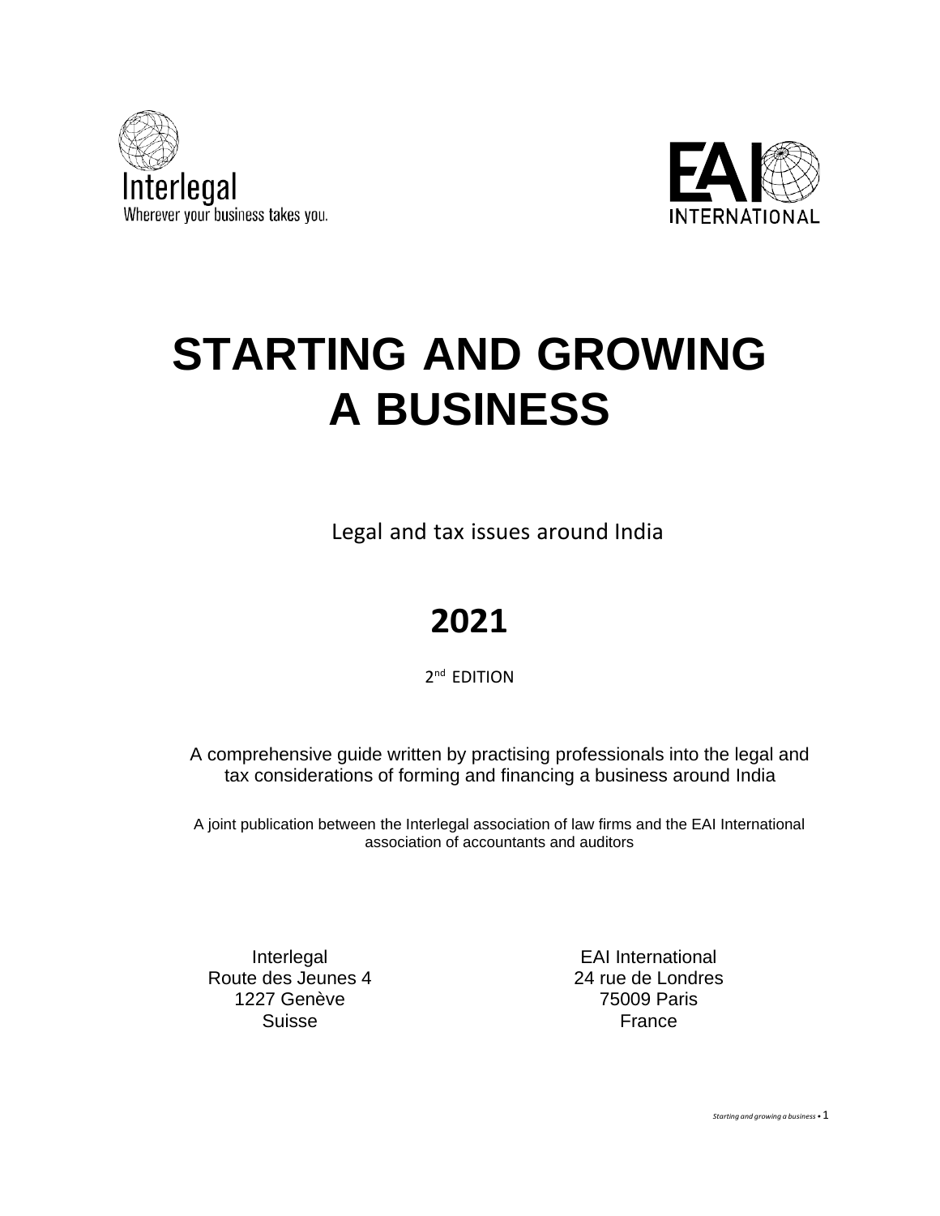Interlegal
Wherever your business takes you.

EAI INTERNATIONAL

# STARTING AND GROWING A BUSINESS

Legal and tax issues around India

**2021**

2nd EDITION

A comprehensive guide written by practising professionals into the legal and tax considerations of forming and financing a business around India

A joint publication between the Interlegal association of law firms and the EAI International association of accountants and auditors

Interlegal
Route des Jeunes 4
1227 Genève
Suisse

EAI International
24 rue de Londres
75009 Paris
France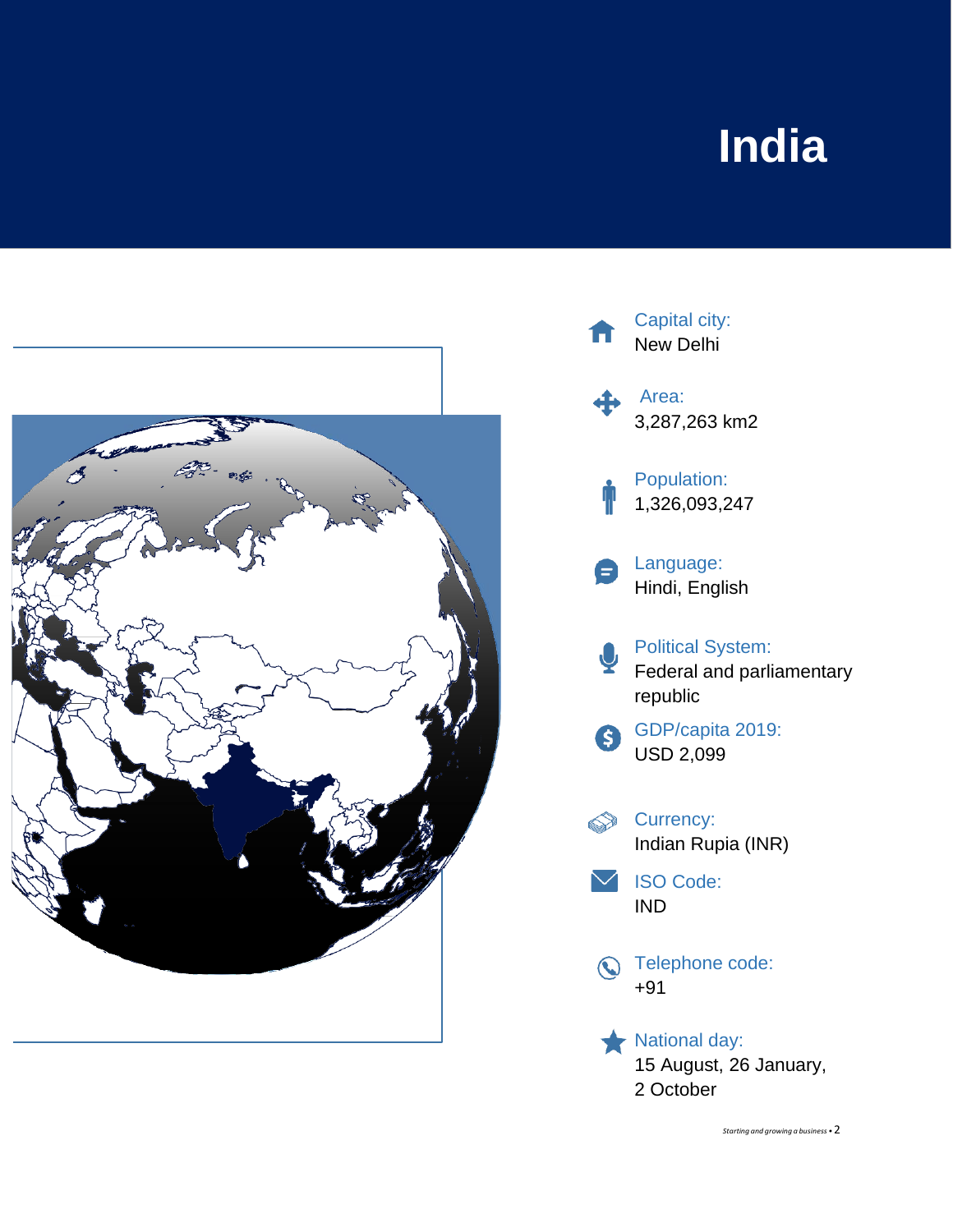# India

**Capital city:**
New Delhi

**Area:**
3,287,263 km2

**Population:**
1,326,093,247

**Language:**
Hindi, English

**Political System:**
Federal and parliamentary republic

**GDP/capita 2019:**
USD 2,099

**Currency:**
Indian Rupia (INR)

**ISO Code:**
IND

**Telephone code:**
+91

**National day:**
15 August, 26 January, 2 October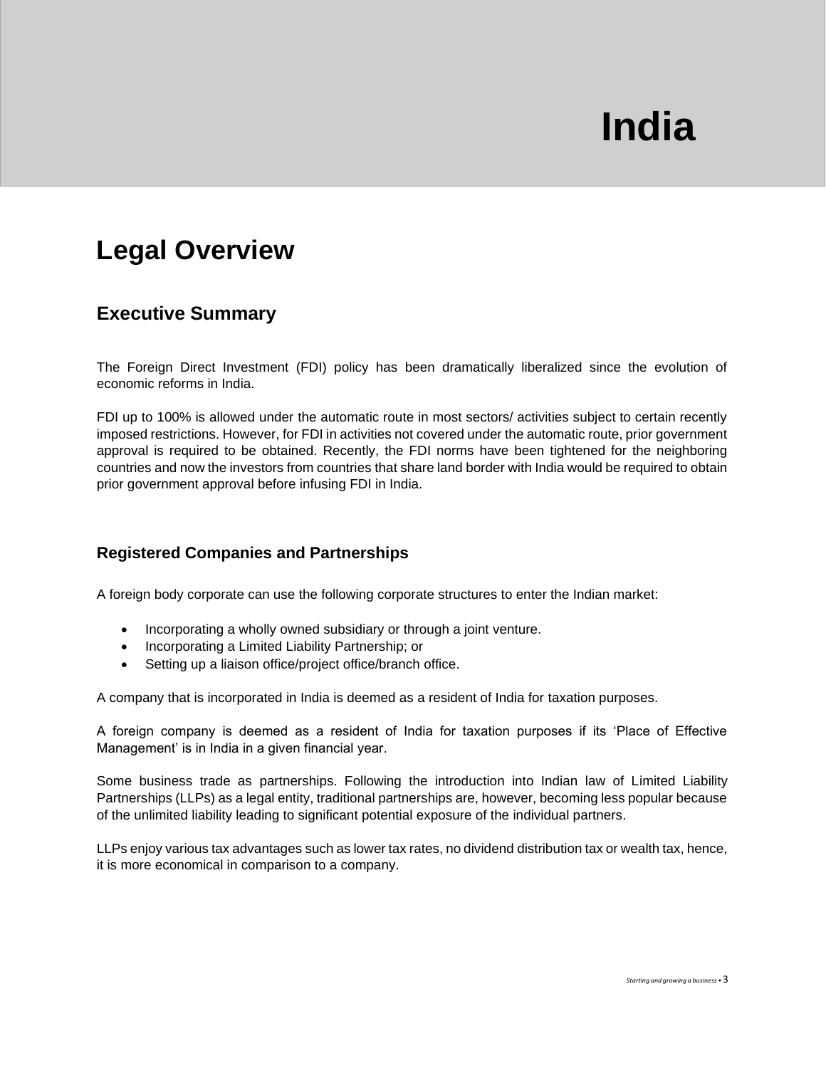# India

## Legal Overview

### Executive Summary

The Foreign Direct Investment (FDI) policy has been dramatically liberalized since the evolution of economic reforms in India.

FDI up to 100% is allowed under the automatic route in most sectors/ activities subject to certain recently imposed restrictions. However, for FDI in activities not covered under the automatic route, prior government approval is required to be obtained. Recently, the FDI norms have been tightened for the neighboring countries and now the investors from countries that share land border with India would be required to obtain prior government approval before infusing FDI in India.

#### Registered Companies and Partnerships

A foreign body corporate can use the following corporate structures to enter the Indian market:

- Incorporating a wholly owned subsidiary or through a joint venture.
- Incorporating a Limited Liability Partnership; or
- Setting up a liaison office/project office/branch office.

A company that is incorporated in India is deemed as a resident of India for taxation purposes.

A foreign company is deemed as a resident of India for taxation purposes if its 'Place of Effective Management' is in India in a given financial year.

Some business trade as partnerships. Following the introduction into Indian law of Limited Liability Partnerships (LLPs) as a legal entity, traditional partnerships are, however, becoming less popular because of the unlimited liability leading to significant potential exposure of the individual partners.

LLPs enjoy various tax advantages such as lower tax rates, no dividend distribution tax or wealth tax, hence, it is more economical in comparison to a company.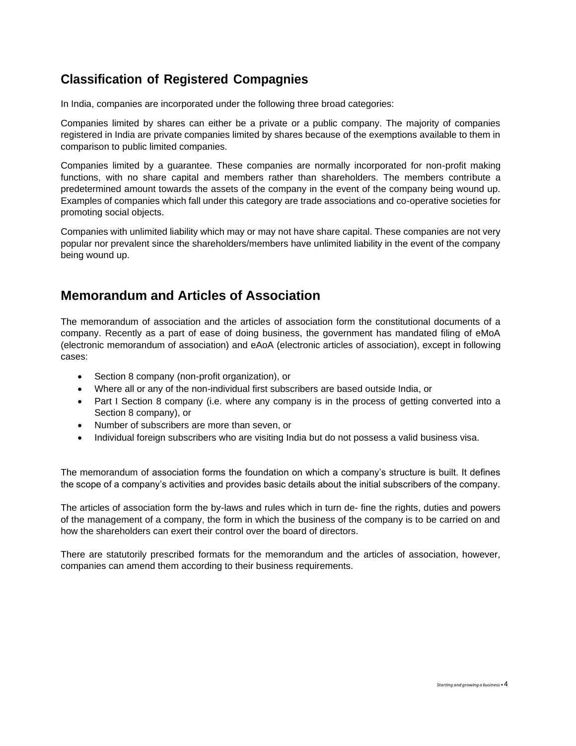## Classification of Registered Compagnies

In India, companies are incorporated under the following three broad categories:

Companies limited by shares can either be a private or a public company. The majority of companies registered in India are private companies limited by shares because of the exemptions available to them in comparison to public limited companies.

Companies limited by a guarantee. These companies are normally incorporated for non-profit making functions, with no share capital and members rather than shareholders. The members contribute a predetermined amount towards the assets of the company in the event of the company being wound up. Examples of companies which fall under this category are trade associations and co-operative societies for promoting social objects.

Companies with unlimited liability which may or may not have share capital. These companies are not very popular nor prevalent since the shareholders/members have unlimited liability in the event of the company being wound up.

## Memorandum and Articles of Association

The memorandum of association and the articles of association form the constitutional documents of a company. Recently as a part of ease of doing business, the government has mandated filing of eMoA (electronic memorandum of association) and eAoA (electronic articles of association), except in following cases:

- Section 8 company (non-profit organization), or
- Where all or any of the non-individual first subscribers are based outside India, or
- Part I Section 8 company (i.e. where any company is in the process of getting converted into a Section 8 company), or
- Number of subscribers are more than seven, or
- Individual foreign subscribers who are visiting India but do not possess a valid business visa.

The memorandum of association forms the foundation on which a company's structure is built. It defines the scope of a company's activities and provides basic details about the initial subscribers of the company.

The articles of association form the by-laws and rules which in turn de- fine the rights, duties and powers of the management of a company, the form in which the business of the company is to be carried on and how the shareholders can exert their control over the board of directors.

There are statutorily prescribed formats for the memorandum and the articles of association, however, companies can amend them according to their business requirements.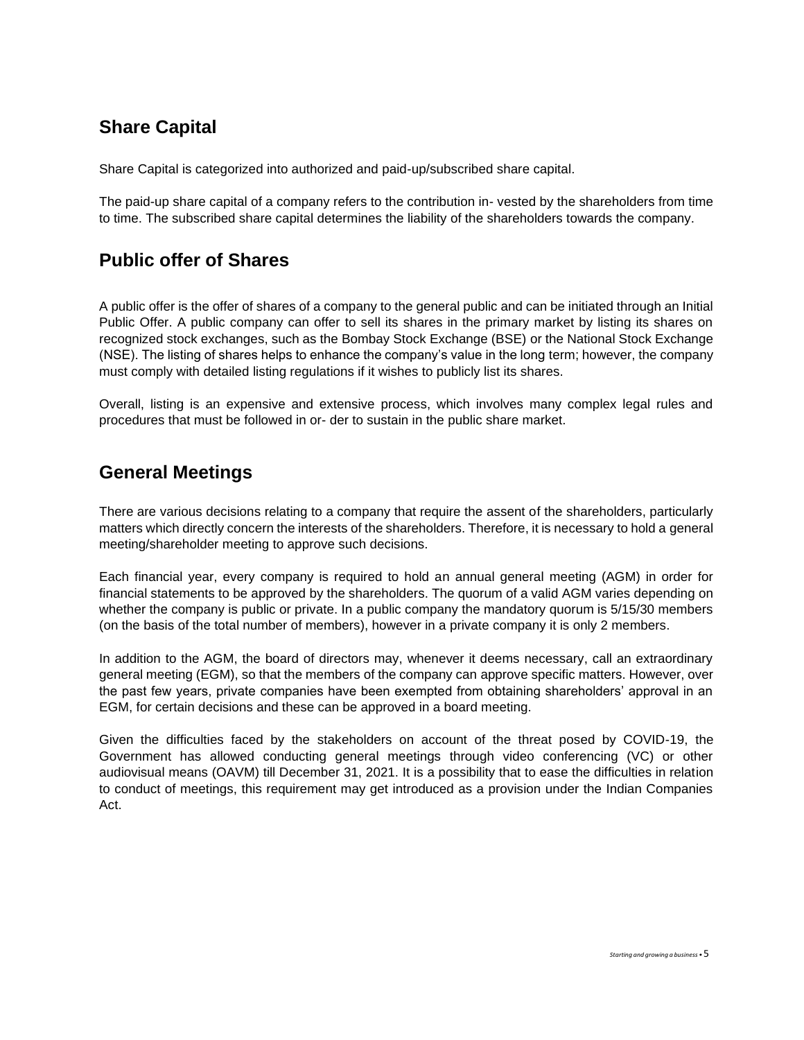## Share Capital

Share Capital is categorized into authorized and paid-up/subscribed share capital.

The paid-up share capital of a company refers to the contribution in- vested by the shareholders from time to time. The subscribed share capital determines the liability of the shareholders towards the company.

## Public offer of Shares

A public offer is the offer of shares of a company to the general public and can be initiated through an Initial Public Offer. A public company can offer to sell its shares in the primary market by listing its shares on recognized stock exchanges, such as the Bombay Stock Exchange (BSE) or the National Stock Exchange (NSE). The listing of shares helps to enhance the company's value in the long term; however, the company must comply with detailed listing regulations if it wishes to publicly list its shares.

Overall, listing is an expensive and extensive process, which involves many complex legal rules and procedures that must be followed in or- der to sustain in the public share market.

## General Meetings

There are various decisions relating to a company that require the assent of the shareholders, particularly matters which directly concern the interests of the shareholders. Therefore, it is necessary to hold a general meeting/shareholder meeting to approve such decisions.

Each financial year, every company is required to hold an annual general meeting (AGM) in order for financial statements to be approved by the shareholders. The quorum of a valid AGM varies depending on whether the company is public or private. In a public company the mandatory quorum is 5/15/30 members (on the basis of the total number of members), however in a private company it is only 2 members.

In addition to the AGM, the board of directors may, whenever it deems necessary, call an extraordinary general meeting (EGM), so that the members of the company can approve specific matters. However, over the past few years, private companies have been exempted from obtaining shareholders' approval in an EGM, for certain decisions and these can be approved in a board meeting.

Given the difficulties faced by the stakeholders on account of the threat posed by COVID-19, the Government has allowed conducting general meetings through video conferencing (VC) or other audiovisual means (OAVM) till December 31, 2021. It is a possibility that to ease the difficulties in relation to conduct of meetings, this requirement may get introduced as a provision under the Indian Companies Act.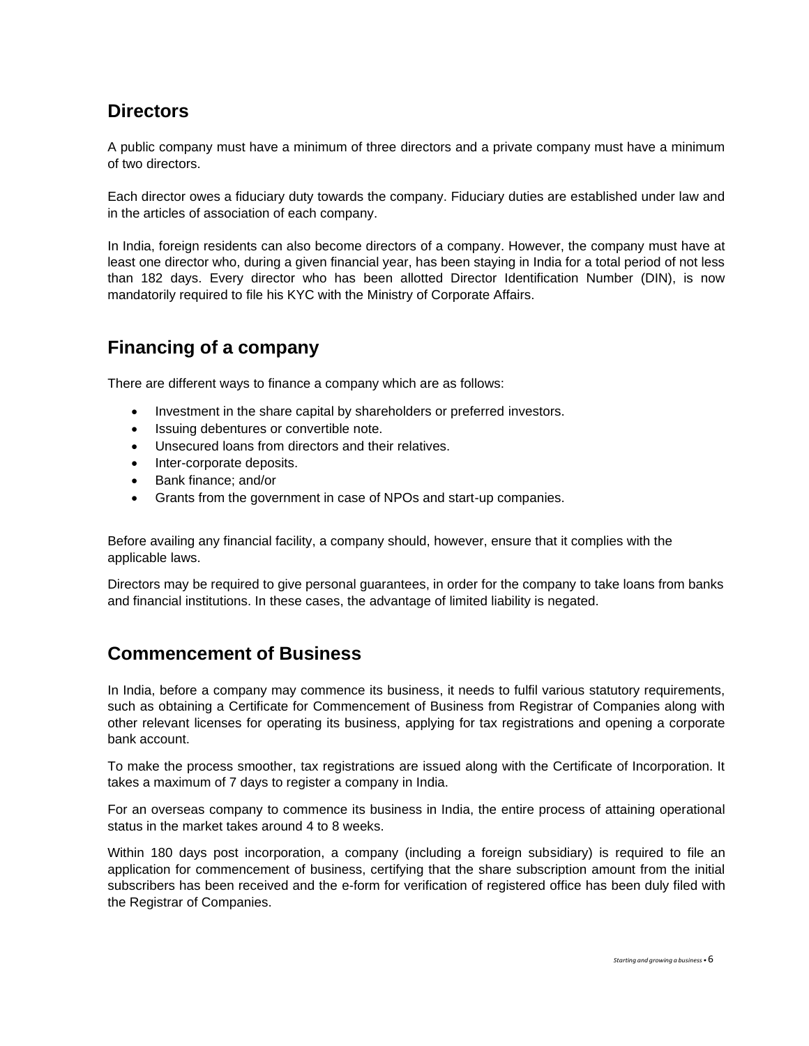## Directors

A public company must have a minimum of three directors and a private company must have a minimum of two directors.

Each director owes a fiduciary duty towards the company. Fiduciary duties are established under law and in the articles of association of each company.

In India, foreign residents can also become directors of a company. However, the company must have at least one director who, during a given financial year, has been staying in India for a total period of not less than 182 days. Every director who has been allotted Director Identification Number (DIN), is now mandatorily required to file his KYC with the Ministry of Corporate Affairs.

## Financing of a company

There are different ways to finance a company which are as follows:

- Investment in the share capital by shareholders or preferred investors.
- Issuing debentures or convertible note.
- Unsecured loans from directors and their relatives.
- Inter-corporate deposits.
- Bank finance; and/or
- Grants from the government in case of NPOs and start-up companies.

Before availing any financial facility, a company should, however, ensure that it complies with the applicable laws.

Directors may be required to give personal guarantees, in order for the company to take loans from banks and financial institutions. In these cases, the advantage of limited liability is negated.

## Commencement of Business

In India, before a company may commence its business, it needs to fulfil various statutory requirements, such as obtaining a Certificate for Commencement of Business from Registrar of Companies along with other relevant licenses for operating its business, applying for tax registrations and opening a corporate bank account.

To make the process smoother, tax registrations are issued along with the Certificate of Incorporation. It takes a maximum of 7 days to register a company in India.

For an overseas company to commence its business in India, the entire process of attaining operational status in the market takes around 4 to 8 weeks.

Within 180 days post incorporation, a company (including a foreign subsidiary) is required to file an application for commencement of business, certifying that the share subscription amount from the initial subscribers has been received and the e-form for verification of registered office has been duly filed with the Registrar of Companies.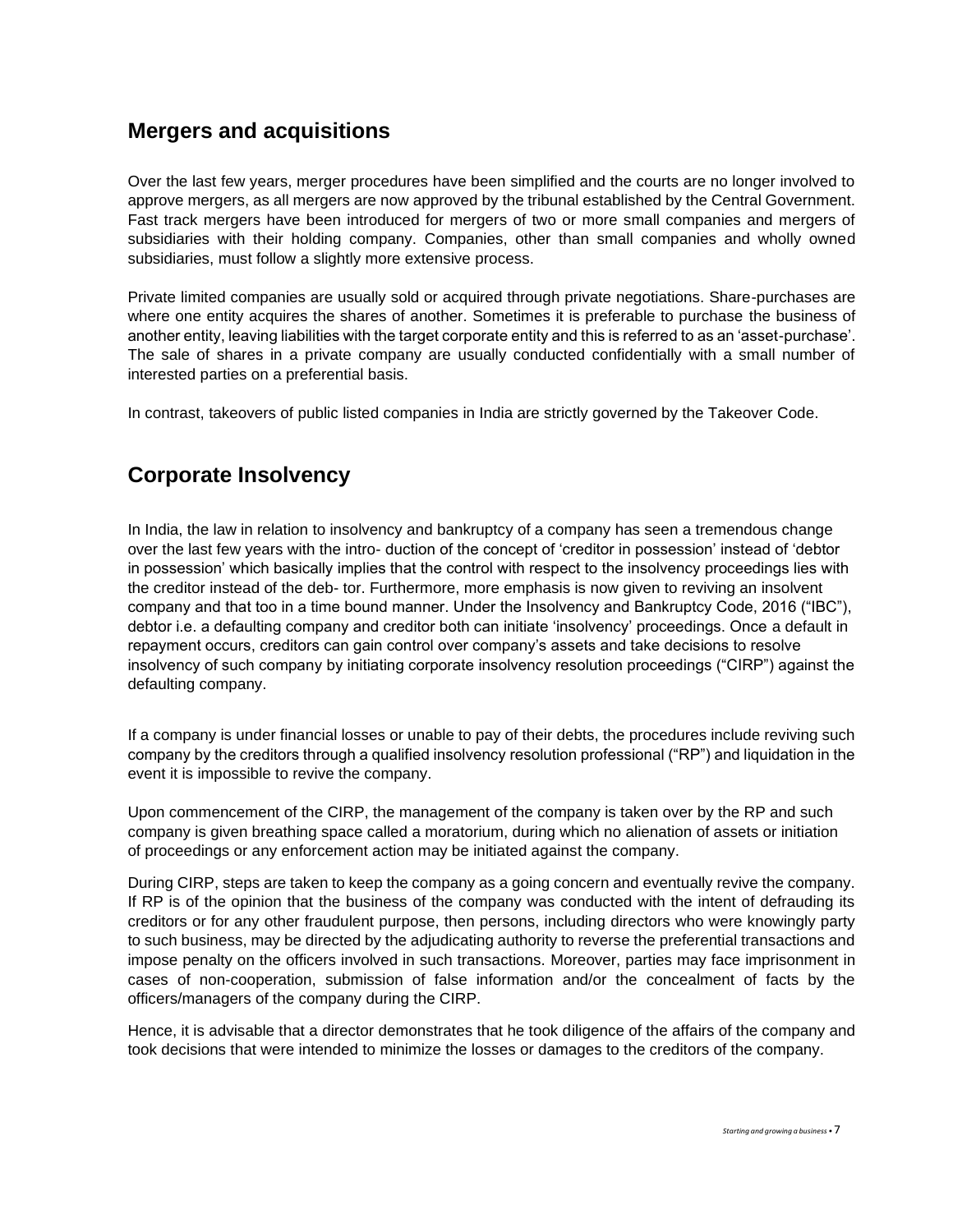## Mergers and acquisitions

Over the last few years, merger procedures have been simplified and the courts are no longer involved to approve mergers, as all mergers are now approved by the tribunal established by the Central Government. Fast track mergers have been introduced for mergers of two or more small companies and mergers of subsidiaries with their holding company. Companies, other than small companies and wholly owned subsidiaries, must follow a slightly more extensive process.

Private limited companies are usually sold or acquired through private negotiations. Share-purchases are where one entity acquires the shares of another. Sometimes it is preferable to purchase the business of another entity, leaving liabilities with the target corporate entity and this is referred to as an 'asset-purchase'. The sale of shares in a private company are usually conducted confidentially with a small number of interested parties on a preferential basis.

In contrast, takeovers of public listed companies in India are strictly governed by the Takeover Code.

## Corporate Insolvency

In India, the law in relation to insolvency and bankruptcy of a company has seen a tremendous change over the last few years with the intro- duction of the concept of 'creditor in possession' instead of 'debtor in possession' which basically implies that the control with respect to the insolvency proceedings lies with the creditor instead of the deb- tor. Furthermore, more emphasis is now given to reviving an insolvent company and that too in a time bound manner. Under the Insolvency and Bankruptcy Code, 2016 ("IBC"), debtor i.e. a defaulting company and creditor both can initiate 'insolvency' proceedings. Once a default in repayment occurs, creditors can gain control over company's assets and take decisions to resolve insolvency of such company by initiating corporate insolvency resolution proceedings ("CIRP") against the defaulting company.

If a company is under financial losses or unable to pay of their debts, the procedures include reviving such company by the creditors through a qualified insolvency resolution professional ("RP") and liquidation in the event it is impossible to revive the company.

Upon commencement of the CIRP, the management of the company is taken over by the RP and such company is given breathing space called a moratorium, during which no alienation of assets or initiation of proceedings or any enforcement action may be initiated against the company.

During CIRP, steps are taken to keep the company as a going concern and eventually revive the company. If RP is of the opinion that the business of the company was conducted with the intent of defrauding its creditors or for any other fraudulent purpose, then persons, including directors who were knowingly party to such business, may be directed by the adjudicating authority to reverse the preferential transactions and impose penalty on the officers involved in such transactions. Moreover, parties may face imprisonment in cases of non-cooperation, submission of false information and/or the concealment of facts by the officers/managers of the company during the CIRP.

Hence, it is advisable that a director demonstrates that he took diligence of the affairs of the company and took decisions that were intended to minimize the losses or damages to the creditors of the company.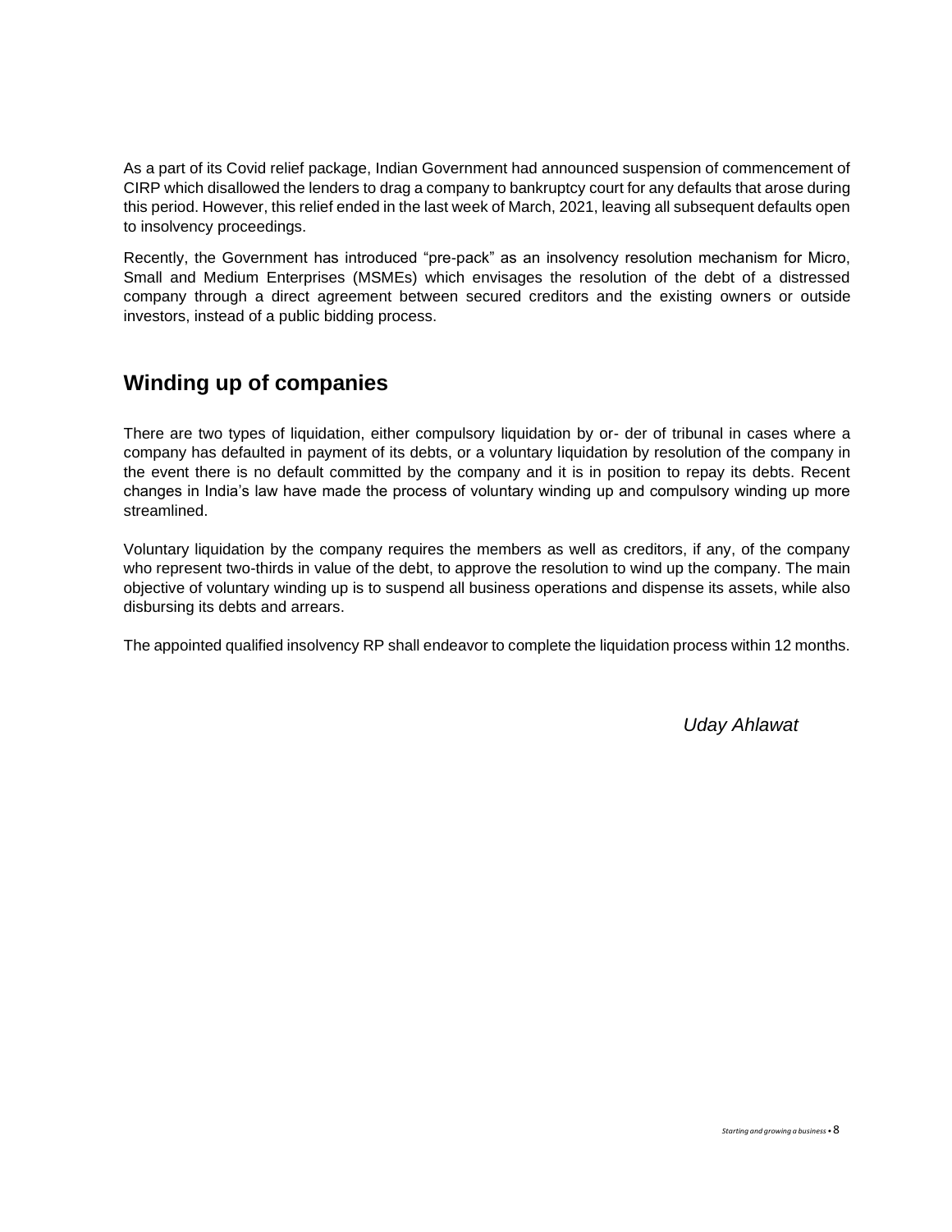As a part of its Covid relief package, Indian Government had announced suspension of commencement of CIRP which disallowed the lenders to drag a company to bankruptcy court for any defaults that arose during this period. However, this relief ended in the last week of March, 2021, leaving all subsequent defaults open to insolvency proceedings.

Recently, the Government has introduced “pre-pack” as an insolvency resolution mechanism for Micro, Small and Medium Enterprises (MSMEs) which envisages the resolution of the debt of a distressed company through a direct agreement between secured creditors and the existing owners or outside investors, instead of a public bidding process.

## Winding up of companies

There are two types of liquidation, either compulsory liquidation by or- der of tribunal in cases where a company has defaulted in payment of its debts, or a voluntary liquidation by resolution of the company in the event there is no default committed by the company and it is in position to repay its debts. Recent changes in India’s law have made the process of voluntary winding up and compulsory winding up more streamlined.

Voluntary liquidation by the company requires the members as well as creditors, if any, of the company who represent two-thirds in value of the debt, to approve the resolution to wind up the company. The main objective of voluntary winding up is to suspend all business operations and dispense its assets, while also disbursing its debts and arrears.

The appointed qualified insolvency RP shall endeavor to complete the liquidation process within 12 months.

*Uday Ahlawat*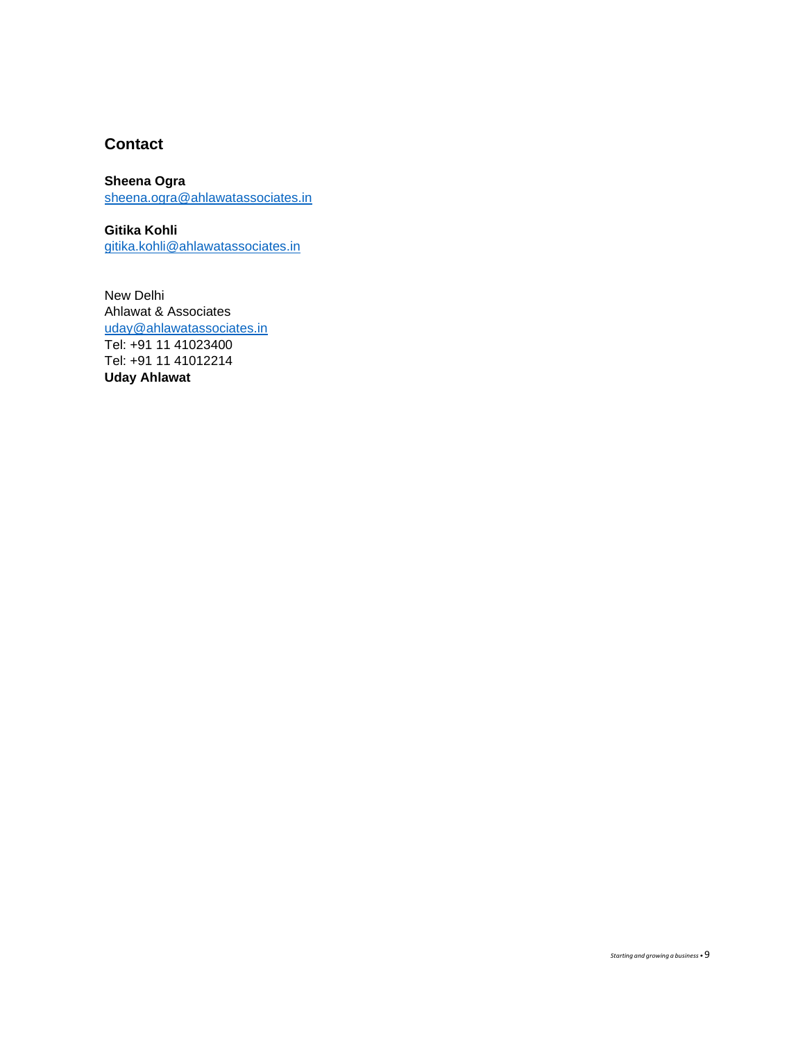## Contact

**Sheena Ogra**
sheena.ogra@ahlawatassociates.in

**Gitika Kohli**
gitika.kohli@ahlawatassociates.in

New Delhi
Ahlawat & Associates
uday@ahlawatassociates.in
Tel: +91 11 41023400
Tel: +91 11 41012214
**Uday Ahlawat**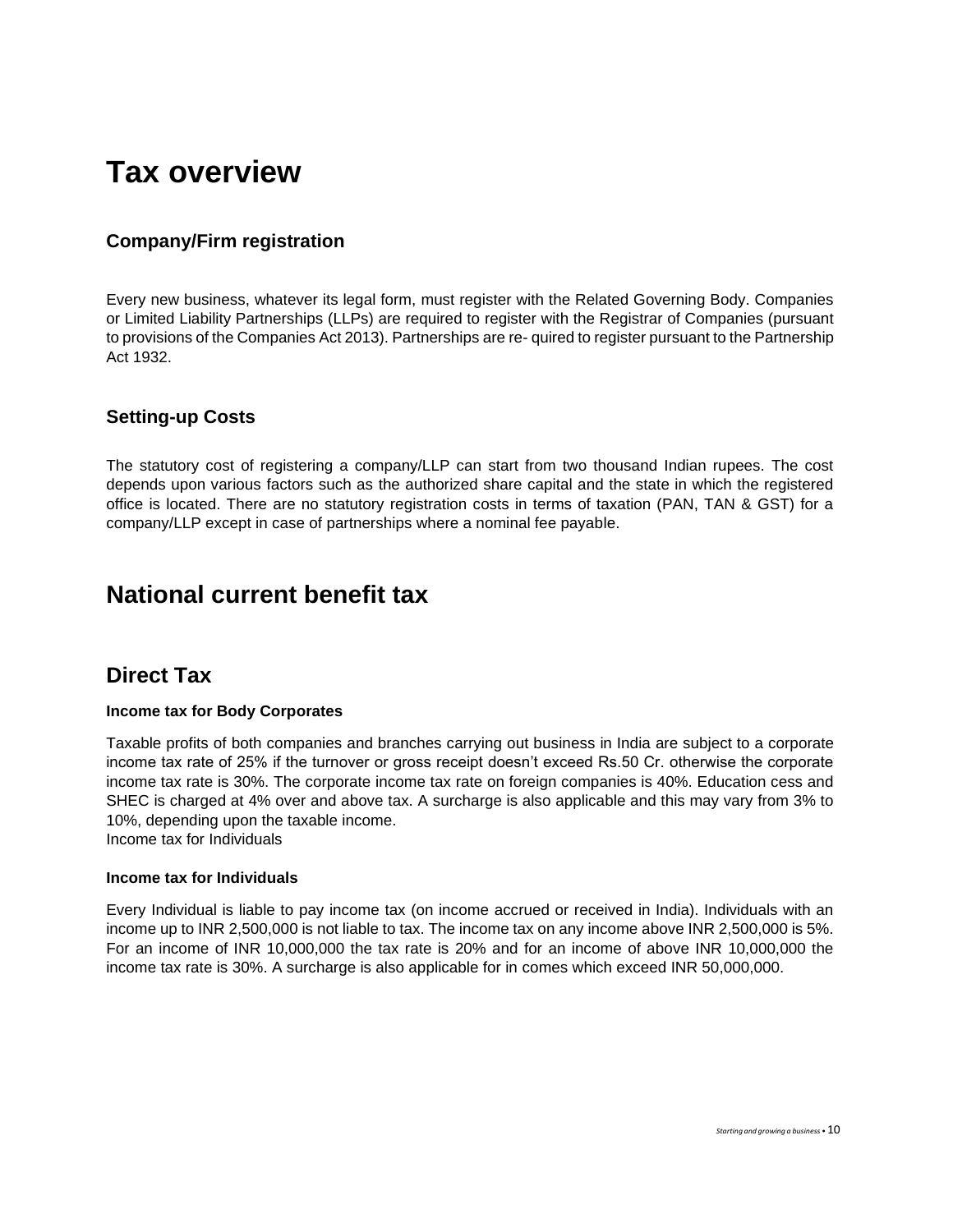# Tax overview

### Company/Firm registration

Every new business, whatever its legal form, must register with the Related Governing Body. Companies or Limited Liability Partnerships (LLPs) are required to register with the Registrar of Companies (pursuant to provisions of the Companies Act 2013). Partnerships are re- quired to register pursuant to the Partnership Act 1932.

### Setting-up Costs

The statutory cost of registering a company/LLP can start from two thousand Indian rupees. The cost depends upon various factors such as the authorized share capital and the state in which the registered office is located. There are no statutory registration costs in terms of taxation (PAN, TAN & GST) for a company/LLP except in case of partnerships where a nominal fee payable.

# National current benefit tax

## Direct Tax

#### Income tax for Body Corporates

Taxable profits of both companies and branches carrying out business in India are subject to a corporate income tax rate of 25% if the turnover or gross receipt doesn't exceed Rs.50 Cr. otherwise the corporate income tax rate is 30%. The corporate income tax rate on foreign companies is 40%. Education cess and SHEC is charged at 4% over and above tax. A surcharge is also applicable and this may vary from 3% to 10%, depending upon the taxable income.
Income tax for Individuals

#### Income tax for Individuals

Every Individual is liable to pay income tax (on income accrued or received in India). Individuals with an income up to INR 2,500,000 is not liable to tax. The income tax on any income above INR 2,500,000 is 5%. For an income of INR 10,000,000 the tax rate is 20% and for an income of above INR 10,000,000 the income tax rate is 30%. A surcharge is also applicable for in comes which exceed INR 50,000,000.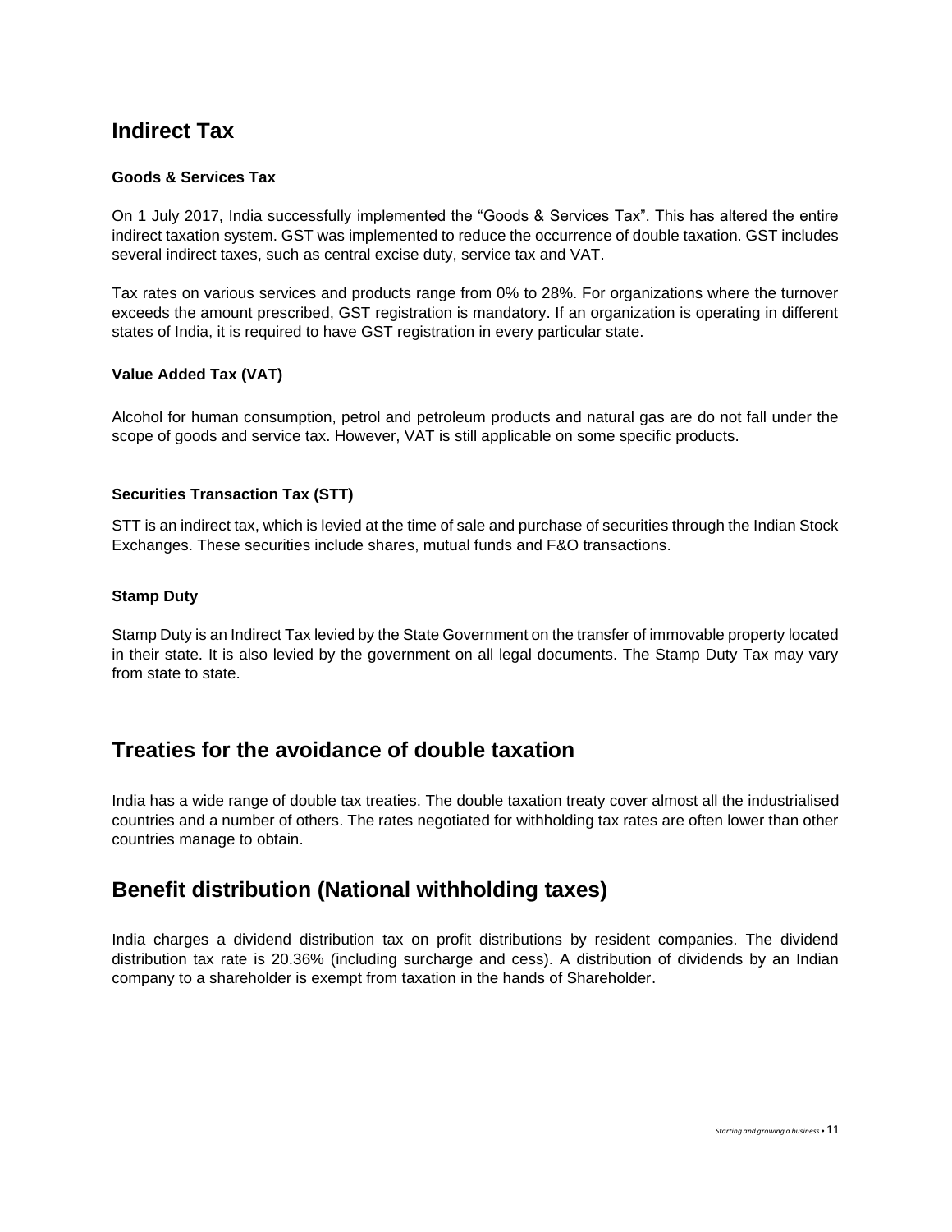## Indirect Tax

### Goods & Services Tax

On 1 July 2017, India successfully implemented the "Goods & Services Tax". This has altered the entire indirect taxation system. GST was implemented to reduce the occurrence of double taxation. GST includes several indirect taxes, such as central excise duty, service tax and VAT.

Tax rates on various services and products range from 0% to 28%. For organizations where the turnover exceeds the amount prescribed, GST registration is mandatory. If an organization is operating in different states of India, it is required to have GST registration in every particular state.

### Value Added Tax (VAT)

Alcohol for human consumption, petrol and petroleum products and natural gas are do not fall under the scope of goods and service tax. However, VAT is still applicable on some specific products.

### Securities Transaction Tax (STT)

STT is an indirect tax, which is levied at the time of sale and purchase of securities through the Indian Stock Exchanges. These securities include shares, mutual funds and F&O transactions.

### Stamp Duty

Stamp Duty is an Indirect Tax levied by the State Government on the transfer of immovable property located in their state. It is also levied by the government on all legal documents. The Stamp Duty Tax may vary from state to state.

## Treaties for the avoidance of double taxation

India has a wide range of double tax treaties. The double taxation treaty cover almost all the industrialised countries and a number of others. The rates negotiated for withholding tax rates are often lower than other countries manage to obtain.

## Benefit distribution (National withholding taxes)

India charges a dividend distribution tax on profit distributions by resident companies. The dividend distribution tax rate is 20.36% (including surcharge and cess). A distribution of dividends by an Indian company to a shareholder is exempt from taxation in the hands of Shareholder.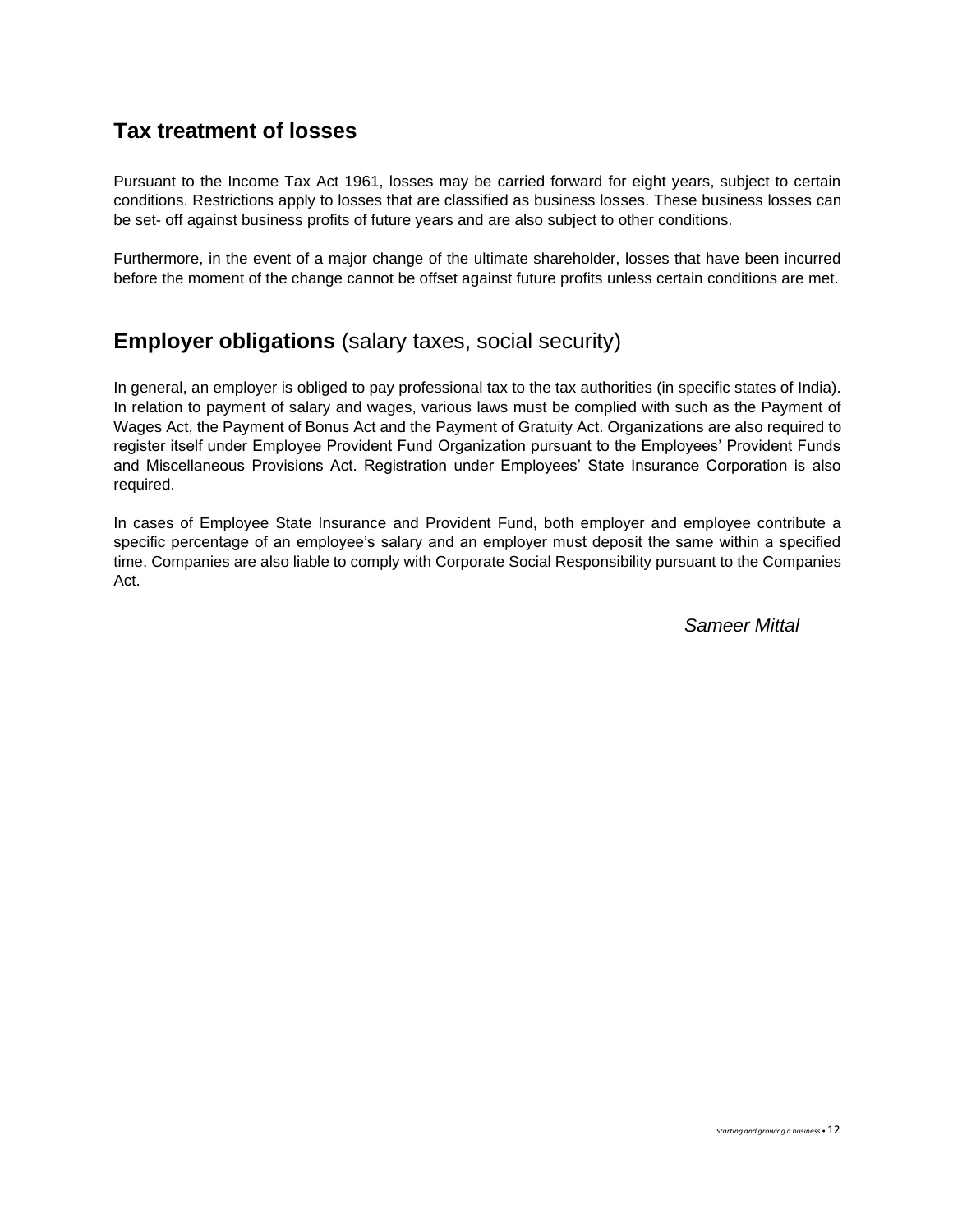## Tax treatment of losses

Pursuant to the Income Tax Act 1961, losses may be carried forward for eight years, subject to certain conditions. Restrictions apply to losses that are classified as business losses. These business losses can be set- off against business profits of future years and are also subject to other conditions.

Furthermore, in the event of a major change of the ultimate shareholder, losses that have been incurred before the moment of the change cannot be offset against future profits unless certain conditions are met.

## **Employer obligations** (salary taxes, social security)

In general, an employer is obliged to pay professional tax to the tax authorities (in specific states of India). In relation to payment of salary and wages, various laws must be complied with such as the Payment of Wages Act, the Payment of Bonus Act and the Payment of Gratuity Act. Organizations are also required to register itself under Employee Provident Fund Organization pursuant to the Employees' Provident Funds and Miscellaneous Provisions Act. Registration under Employees' State Insurance Corporation is also required.

In cases of Employee State Insurance and Provident Fund, both employer and employee contribute a specific percentage of an employee's salary and an employer must deposit the same within a specified time. Companies are also liable to comply with Corporate Social Responsibility pursuant to the Companies Act.

*Sameer Mittal*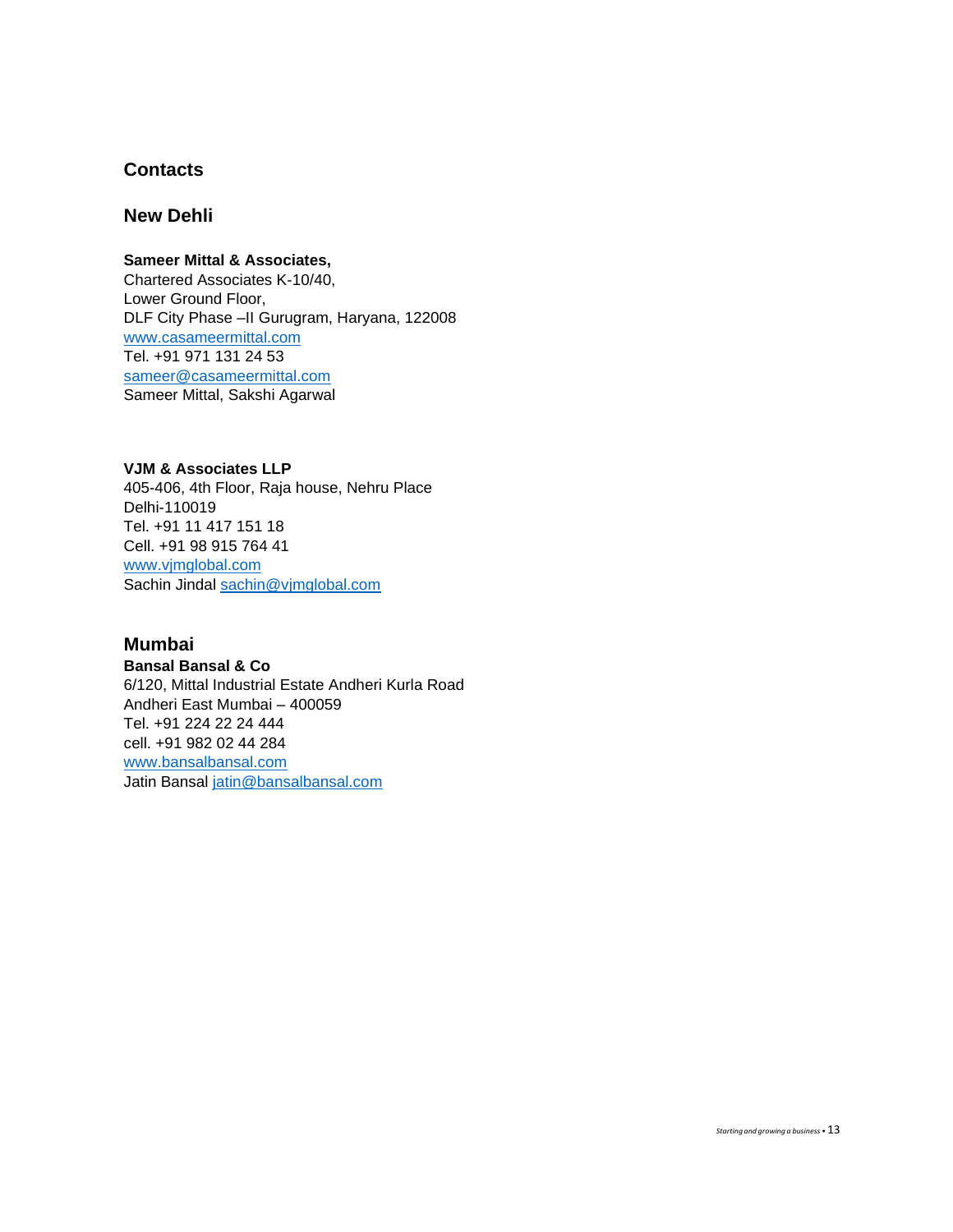## Contacts

### New Dehli

**Sameer Mittal & Associates,**
Chartered Associates K-10/40,
Lower Ground Floor,
DLF City Phase –II Gurugram, Haryana, 122008
www.casameermittal.com
Tel. +91 971 131 24 53
sameer@casameermittal.com
Sameer Mittal, Sakshi Agarwal

**VJM & Associates LLP**
405-406, 4th Floor, Raja house, Nehru Place
Delhi-110019
Tel. +91 11 417 151 18
Cell. +91 98 915 764 41
www.vjmglobal.com
Sachin Jindal sachin@vjmglobal.com

### Mumbai

**Bansal Bansal & Co**
6/120, Mittal Industrial Estate Andheri Kurla Road
Andheri East Mumbai – 400059
Tel. +91 224 22 24 444
cell. +91 982 02 44 284
www.bansalbansal.com
Jatin Bansal jatin@bansalbansal.com